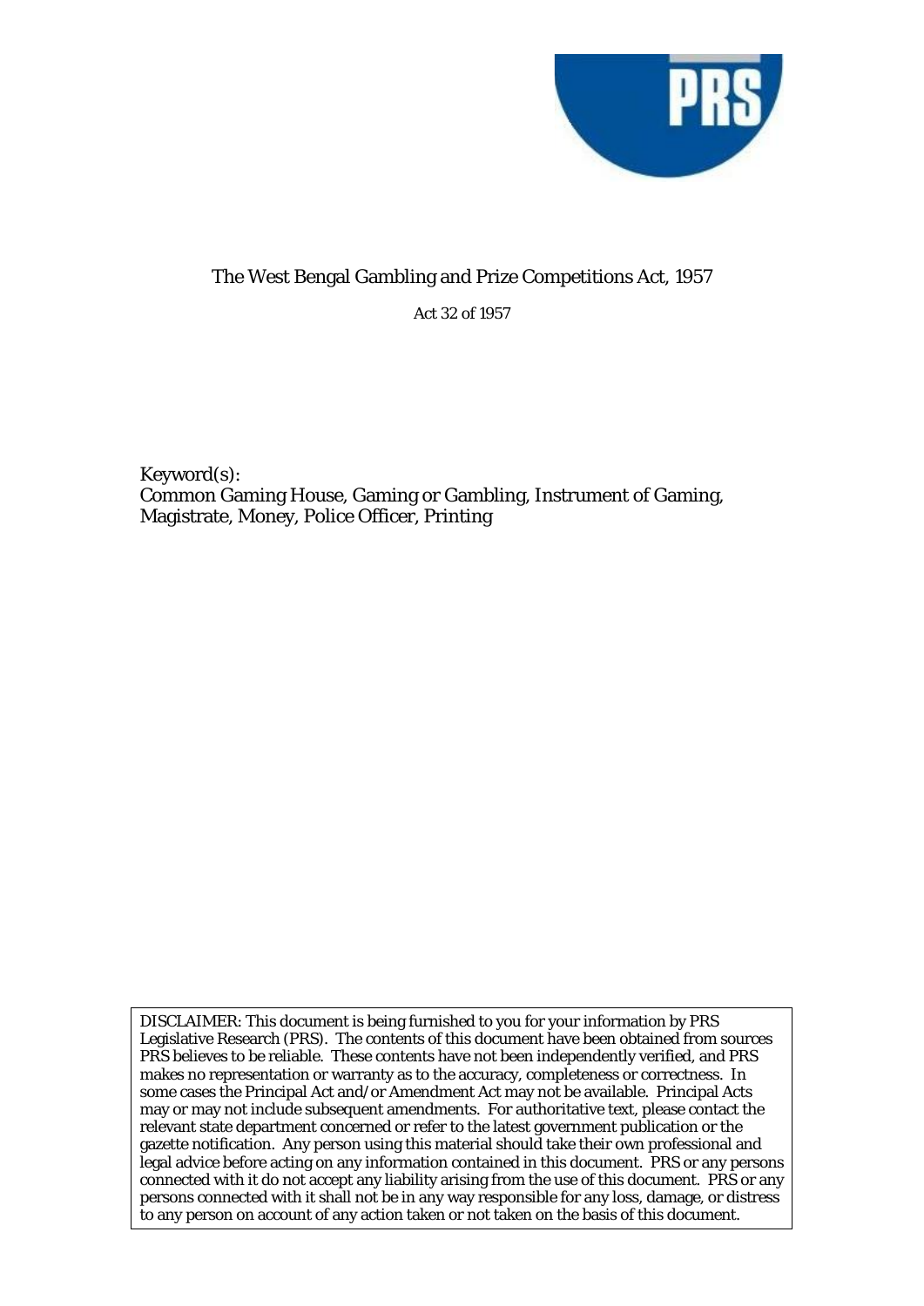# The West Bengal Gambling and Prize Competitions Act, 1957

Act 32 of 1957

Keyword(s):
Common Gaming House, Gaming or Gambling, Instrument of Gaming, Magistrate, Money, Police Officer, Printing

DISCLAIMER: This document is being furnished to you for your information by PRS Legislative Research (PRS). The contents of this document have been obtained from sources PRS believes to be reliable. These contents have not been independently verified, and PRS makes no representation or warranty as to the accuracy, completeness or correctness. In some cases the Principal Act and/or Amendment Act may not be available. Principal Acts may or may not include subsequent amendments. For authoritative text, please contact the relevant state department concerned or refer to the latest government publication or the gazette notification. Any person using this material should take their own professional and legal advice before acting on any information contained in this document. PRS or any persons connected with it do not accept any liability arising from the use of this document. PRS or any persons connected with it shall not be in any way responsible for any loss, damage, or distress to any person on account of any action taken or not taken on the basis of this document.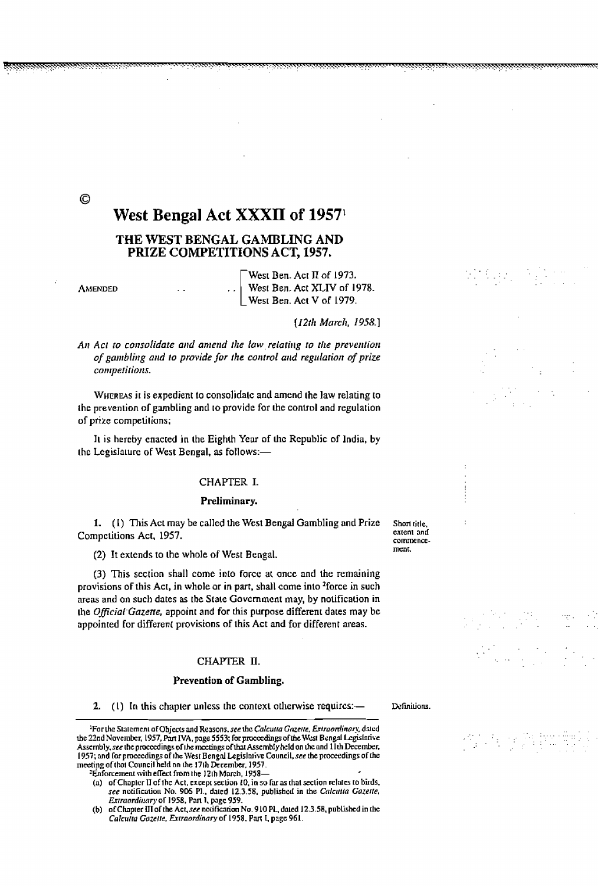©

# West Bengal Act XXXII of 1957[1]

## THE WEST BENGAL GAMBLING AND PRIZE COMPETITIONS ACT, 1957.

AMENDED . . . . West Ben. Act II of 1973.
West Ben. Act XLIV of 1978.
West Ben. Act V of 1979.

*[12th March, 1958.]*

*An Act to consolidate and amend the law relating to the prevention of gambling and to provide for the control and regulation of prize competitions.*

WHEREAS it is expedient to consolidate and amend the law relating to the prevention of gambling and to provide for the control and regulation of prize competitions;

It is hereby enacted in the Eighth Year of the Republic of India, by the Legislature of West Bengal, as follows:—

### CHAPTER I.

### Preliminary.

Short title, extent and commencement.

**1.** (1) This Act may be called the West Bengal Gambling and Prize Competitions Act, 1957.

(2) It extends to the whole of West Bengal.

(3) This section shall come into force at once and the remaining provisions of this Act, in whole or in part, shall come into [2]force in such areas and on such dates as the State Government may, by notification in the *Official Gazette*, appoint and for this purpose different dates may be appointed for different provisions of this Act and for different areas.

### CHAPTER II.

### Prevention of Gambling.

Definitions.

**2.** (1) In this chapter unless the context otherwise requires:—

---

[1]For the Statement of Objects and Reasons, *see* the *Calcutta Gazette, Extraordinary*, dated the 22nd November, 1957, Part IVA, page 5553; for proceedings of the West Bengal Legislative Assembly, *see* the proceedings of the meetings of that Assembly held on the and 11th December, 1957; and for proceedings of the West Bengal Legislative Council, *see* the proceedings of the meeting of that Council held on the 17th December, 1957.

[2]Enforcement with effect from the 12th March, 1958—

(a) of Chapter II of the Act, except section 10, in so far as that section relates to birds, *see* notification No. 906 Pl., dated 12.3.58, published in the *Calcutta Gazette, Extraordinary* of 1958, Part I, page 959.

(b) of Chapter III of the Act, *see* notification No. 910 Pl., dated 12.3.58, published in the *Calcutta Gazette, Extraordinary* of 1958, Part I, page 961.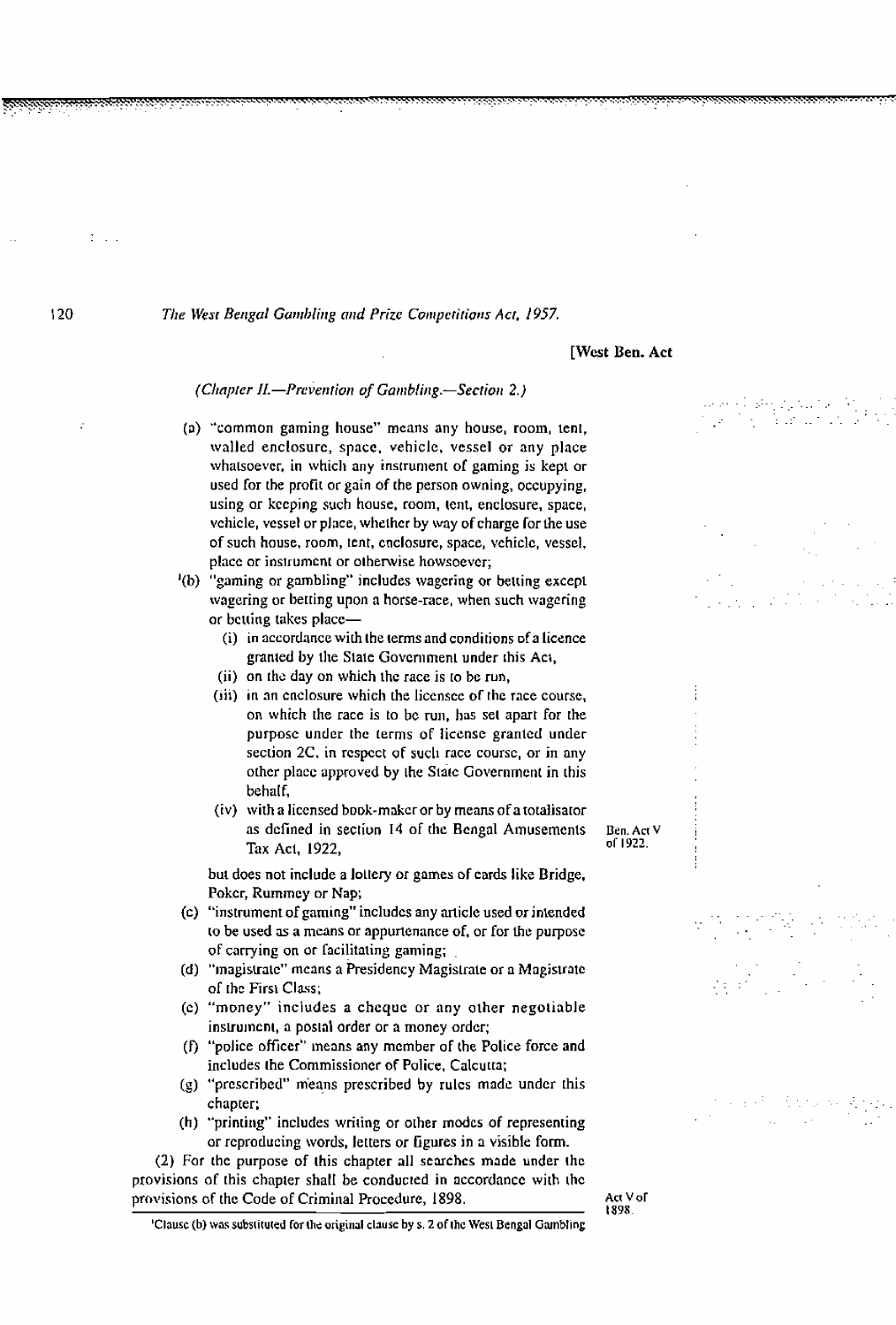*(Chapter II.—Prevention of Gambling.—Section 2.)*

(a) "common gaming house" means any house, room, tent, walled enclosure, space, vehicle, vessel or any place whatsoever, in which any instrument of gaming is kept or used for the profit or gain of the person owning, occupying, using or keeping such house, room, tent, enclosure, space, vehicle, vessel or place, whether by way of charge for the use of such house, room, tent, enclosure, space, vehicle, vessel, place or instrument or otherwise howsoever;

[1](b) "gaming or gambling" includes wagering or betting except wagering or betting upon a horse-race, when such wagering or betting takes place—

(i) in accordance with the terms and conditions of a licence granted by the State Government under this Act,

(ii) on the day on which the race is to be run,

(iii) in an enclosure which the licensee of the race course, on which the race is to be run, has set apart for the purpose under the terms of license granted under section 2C, in respect of such race course, or in any other place approved by the State Government in this behalf,

(iv) with a licensed book-maker or by means of a totalisator as defined in section 14 of the Bengal Amusements Tax Act, 1922, (Ben. Act V of 1922.)

but does not include a lottery or games of cards like Bridge, Poker, Rummey or Nap;

(c) "instrument of gaming" includes any article used or intended to be used as a means or appurtenance of, or for the purpose of carrying on or facilitating gaming;

(d) "magistrate" means a Presidency Magistrate or a Magistrate of the First Class;

(e) "money" includes a cheque or any other negotiable instrument, a postal order or a money order;

(f) "police officer" means any member of the Police force and includes the Commissioner of Police, Calcutta;

(g) "prescribed" means prescribed by rules made under this chapter;

(h) "printing" includes writing or other modes of representing or reproducing words, letters or figures in a visible form.

(2) For the purpose of this chapter all searches made under the provisions of this chapter shall be conducted in accordance with the provisions of the Code of Criminal Procedure, 1898. (Act V of 1898.)

---

[1]Clause (b) was substituted for the original clause by s. 2 of the West Bengal Gambling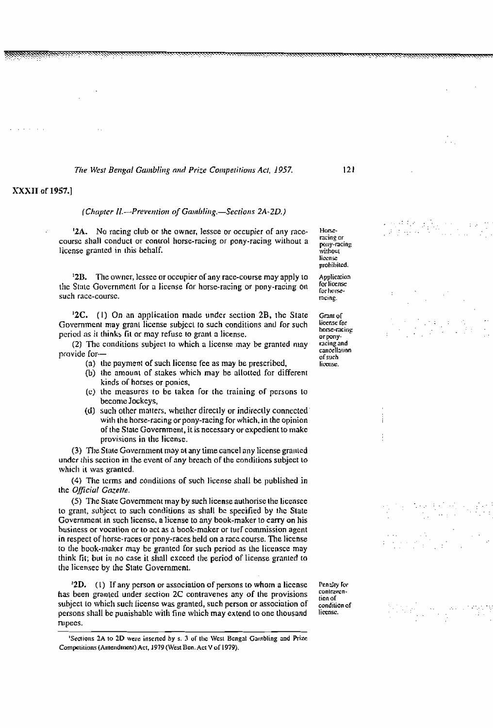(*Chapter II.—Prevention of Gambling.—Sections 2A-2D.*)

**Horse-racing or pony-racing without license prohibited.**

[1]**2A.** No racing club or the owner, lessee or occupier of any race-course shall conduct or control horse-racing or pony-racing without a license granted in this behalf.

**Application for license for horse-racing.**

[1]**2B.** The owner, lessee or occupier of any race-course may apply to the State Government for a license for horse-racing or pony-racing on such race-course.

**Grant of license for horse-racing or pony-racing and cancellation of such license.**

[1]**2C.** (1) On an application made under section 2B, the State Government may grant license subject to such conditions and for such period as it thinks fit or may refuse to grant a license.

(2) The conditions subject to which a license may be granted may provide for—

- (a) the payment of such license fee as may be prescribed,
- (b) the amount of stakes which may be allotted for different kinds of horses or ponies,
- (c) the measures to be taken for the training of persons to become Jockeys,
- (d) such other matters, whether directly or indirectly connected with the horse-racing or pony-racing for which, in the opinion of the State Government, it is necessary or expedient to make provisions in the license.

(3) The State Government may at any time cancel any license granted under this section in the event of any breach of the conditions subject to which it was granted.

(4) The terms and conditions of such license shall be published in the *Official Gazette*.

(5) The State Government may by such license authorise the licensee to grant, subject to such conditions as shall be specified by the State Government in such license, a license to any book-maker to carry on his business or vocation or to act as a book-maker or turf commission agent in respect of horse-races or pony-races held on a race course. The license to the book-maker may be granted for such period as the licensee may think fit; but in no case it shall exceed the period of license granted to the licensee by the State Government.

**Penalty for contravention of condition of license.**

[1]**2D.** (1) If any person or association of persons to whom a license has been granted under section 2C contravenes any of the provisions subject to which such license was granted, such person or association of persons shall be punishable with fine which may extend to one thousand rupees.

---

[1]Sections 2A to 2D were inserted by s. 3 of the West Bengal Gambling and Prize Competitions (Amendment) Act, 1979 (West Ben. Act V of 1979).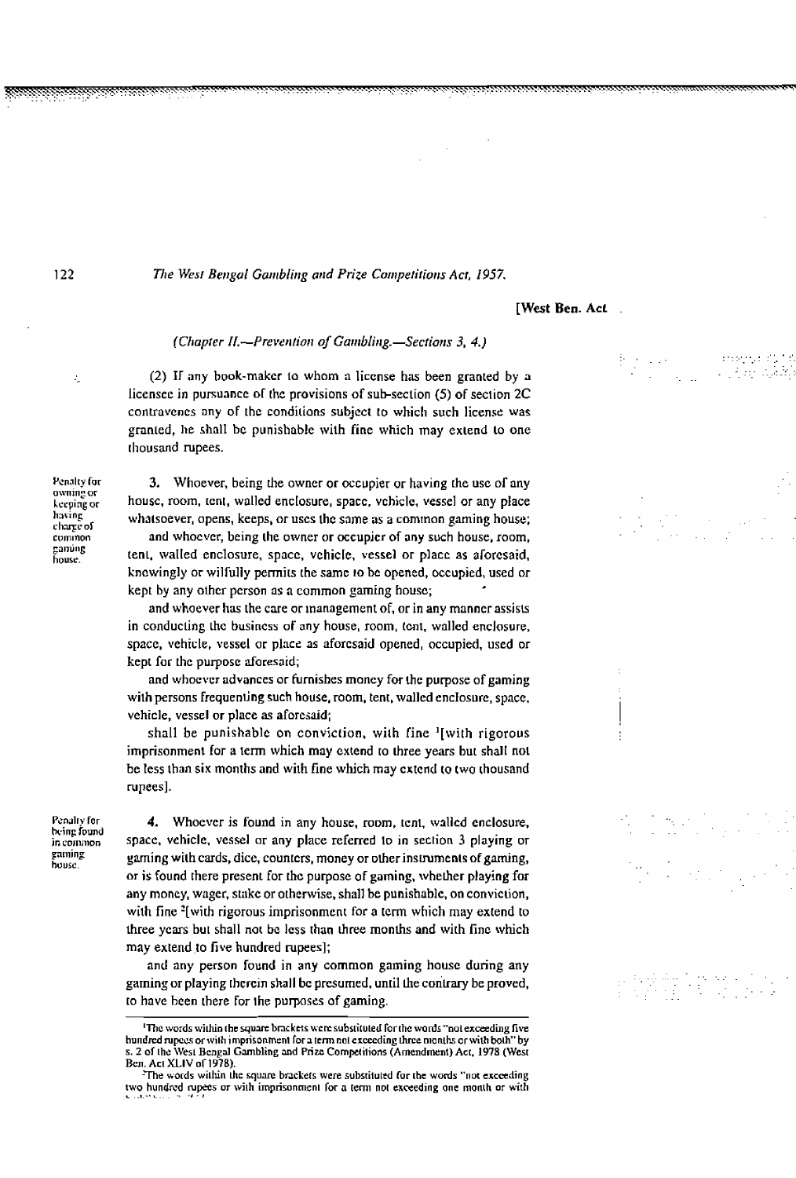*(Chapter II.—Prevention of Gambling.—Sections 3, 4.)*

(2) If any book-maker to whom a license has been granted by a licensee in pursuance of the provisions of sub-section (5) of section 2C contravenes any of the conditions subject to which such license was granted, he shall be punishable with fine which may extend to one thousand rupees.

Penalty for owning or keeping or having charge of common gaming house.

**3.** Whoever, being the owner or occupier or having the use of any house, room, tent, walled enclosure, space, vehicle, vessel or any place whatsoever, opens, keeps, or uses the same as a common gaming house;

and whoever, being the owner or occupier of any such house, room, tent, walled enclosure, space, vehicle, vessel or place as aforesaid, knowingly or wilfully permits the same to be opened, occupied, used or kept by any other person as a common gaming house;

and whoever has the care or management of, or in any manner assists in conducting the business of any house, room, tent, walled enclosure, space, vehicle, vessel or place as aforesaid opened, occupied, used or kept for the purpose aforesaid;

and whoever advances or furnishes money for the purpose of gaming with persons frequenting such house, room, tent, walled enclosure, space, vehicle, vessel or place as aforesaid;

shall be punishable on conviction, with fine [1][with rigorous imprisonment for a term which may extend to three years but shall not be less than six months and with fine which may extend to two thousand rupees].

Penalty for being found in common gaming house.

**4.** Whoever is found in any house, room, tent, walled enclosure, space, vehicle, vessel or any place referred to in section 3 playing or gaming with cards, dice, counters, money or other instruments of gaming, or is found there present for the purpose of gaming, whether playing for any money, wager, stake or otherwise, shall be punishable, on conviction, with fine [2][with rigorous imprisonment for a term which may extend to three years but shall not be less than three months and with fine which may extend to five hundred rupees];

and any person found in any common gaming house during any gaming or playing therein shall be presumed, until the contrary be proved, to have been there for the purposes of gaming.

---

[1] The words within the square brackets were substituted for the words "not exceeding five hundred rupees or with imprisonment for a term not exceeding three months or with both" by s. 2 of the West Bengal Gambling and Prize Competitions (Amendment) Act, 1978 (West Ben. Act XLIV of 1978).

[2] The words within the square brackets were substituted for the words "not exceeding two hundred rupees or with imprisonment for a term not exceeding one month or with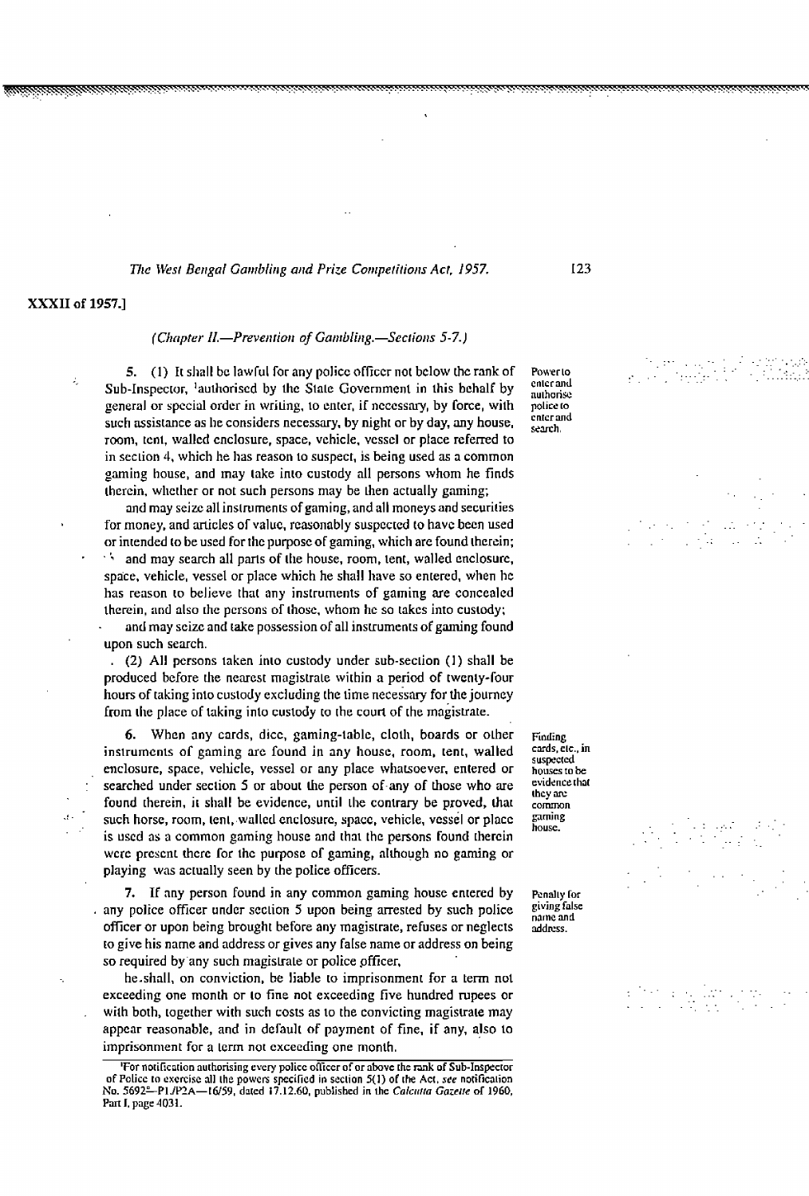XXXII of 1957.]

*(Chapter II.—Prevention of Gambling.—Sections 5-7.)*

**Power to enter and authorise police to enter and search.**

5. (1) It shall be lawful for any police officer not below the rank of Sub-Inspector, [1]authorised by the State Government in this behalf by general or special order in writing, to enter, if necessary, by force, with such assistance as he considers necessary, by night or by day, any house, room, tent, walled enclosure, space, vehicle, vessel or place referred to in section 4, which he has reason to suspect, is being used as a common gaming house, and may take into custody all persons whom he finds therein, whether or not such persons may be then actually gaming;

and may seize all instruments of gaming, and all moneys and securities for money, and articles of value, reasonably suspected to have been used or intended to be used for the purpose of gaming, which are found therein;

and may search all parts of the house, room, tent, walled enclosure, space, vehicle, vessel or place which he shall have so entered, when he has reason to believe that any instruments of gaming are concealed therein, and also the persons of those, whom he so takes into custody;

and may seize and take possession of all instruments of gaming found upon such search.

(2) All persons taken into custody under sub-section (1) shall be produced before the nearest magistrate within a period of twenty-four hours of taking into custody excluding the time necessary for the journey from the place of taking into custody to the court of the magistrate.

**Finding cards, etc., in suspected houses to be evidence that they are common gaming house.**

6. When any cards, dice, gaming-table, cloth, boards or other instruments of gaming are found in any house, room, tent, walled enclosure, space, vehicle, vessel or any place whatsoever, entered or searched under section 5 or about the person of any of those who are found therein, it shall be evidence, until the contrary be proved, that such horse, room, tent, walled enclosure, space, vehicle, vessel or place is used as a common gaming house and that the persons found therein were present there for the purpose of gaming, although no gaming or playing was actually seen by the police officers.

**Penalty for giving false name and address.**

7. If any person found in any common gaming house entered by any police officer under section 5 upon being arrested by such police officer or upon being brought before any magistrate, refuses or neglects to give his name and address or gives any false name or address on being so required by any such magistrate or police officer,

he shall, on conviction, be liable to imprisonment for a term not exceeding one month or to fine not exceeding five hundred rupees or with both, together with such costs as to the convicting magistrate may appear reasonable, and in default of payment of fine, if any, also to imprisonment for a term not exceeding one month.

---

[1]For notification authorising every police officer of or above the rank of Sub-Inspector of Police to exercise all the powers specified in section 5(1) of the Act, *see* notification No. 5692—P1./P2A—16/59, dated 17.12.60, published in the *Calcutta Gazette* of 1960, Part I, page 4031.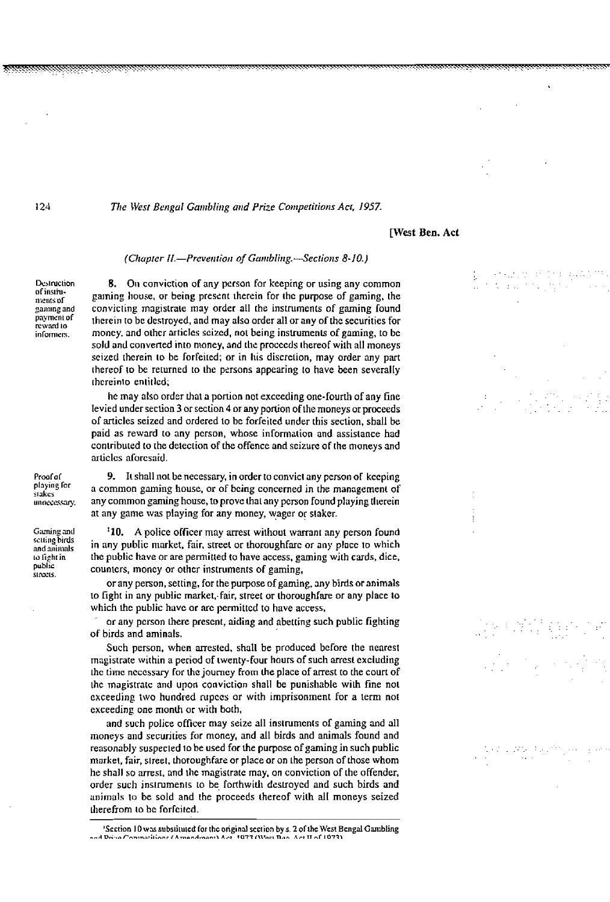*(Chapter II.—Prevention of Gambling.—Sections 8-10.)*

**Destruction of instruments of gaming and payment of reward to informers.**

**8.** On conviction of any person for keeping or using any common gaming house, or being present therein for the purpose of gaming, the convicting magistrate may order all the instruments of gaming found therein to be destroyed, and may also order all or any of the securities for money, and other articles seized, not being instruments of gaming, to be sold and converted into money, and the proceeds thereof with all moneys seized therein to be forfeited; or in his discretion, may order any part thereof to be returned to the persons appearing to have been severally thereinto entitled;

he may also order that a portion not exceeding one-fourth of any fine levied under section 3 or section 4 or any portion of the moneys or proceeds of articles seized and ordered to be forfeited under this section, shall be paid as reward to any person, whose information and assistance had contributed to the detection of the offence and seizure of the moneys and articles aforesaid.

**Proof of playing for stakes unnecessary.**

**9.** It shall not be necessary, in order to convict any person of keeping a common gaming house, or of being concerned in the management of any common gaming house, to prove that any person found playing therein at any game was playing for any money, wager or staker.

**Gaming and setting birds and animals to fight in public streets.**

[1]**10.** A police officer may arrest without warrant any person found in any public market, fair, street or thoroughfare or any place to which the public have or are permitted to have access, gaming with cards, dice, counters, money or other instruments of gaming,

or any person, setting, for the purpose of gaming, any birds or animals to fight in any public market, fair, street or thoroughfare or any place to which the public have or are permitted to have access,

or any person there present, aiding and abetting such public fighting of birds and aminals.

Such person, when arrested, shall be produced before the nearest magistrate within a period of twenty-four hours of such arrest excluding the time necessary for the journey from the place of arrest to the court of the magistrate and upon conviction shall be punishable with fine not exceeding two hundred rupees or with imprisonment for a term not exceeding one month or with both,

and such police officer may seize all instruments of gaming and all moneys and securities for money, and all birds and animals found and reasonably suspected to be used for the purpose of gaming in such public market, fair, street, thoroughfare or place or on the person of those whom he shall so arrest, and the magistrate may, on conviction of the offender, order such instruments to be forthwith destroyed and such birds and animals to be sold and the proceeds thereof with all moneys seized therefrom to be forfeited.

---

[1]Section 10 was substituted for the original section by s. 2 of the West Bengal Gambling and Prize Competitions (Amendment) Act, 1973 (West Ben. Act II of 1973).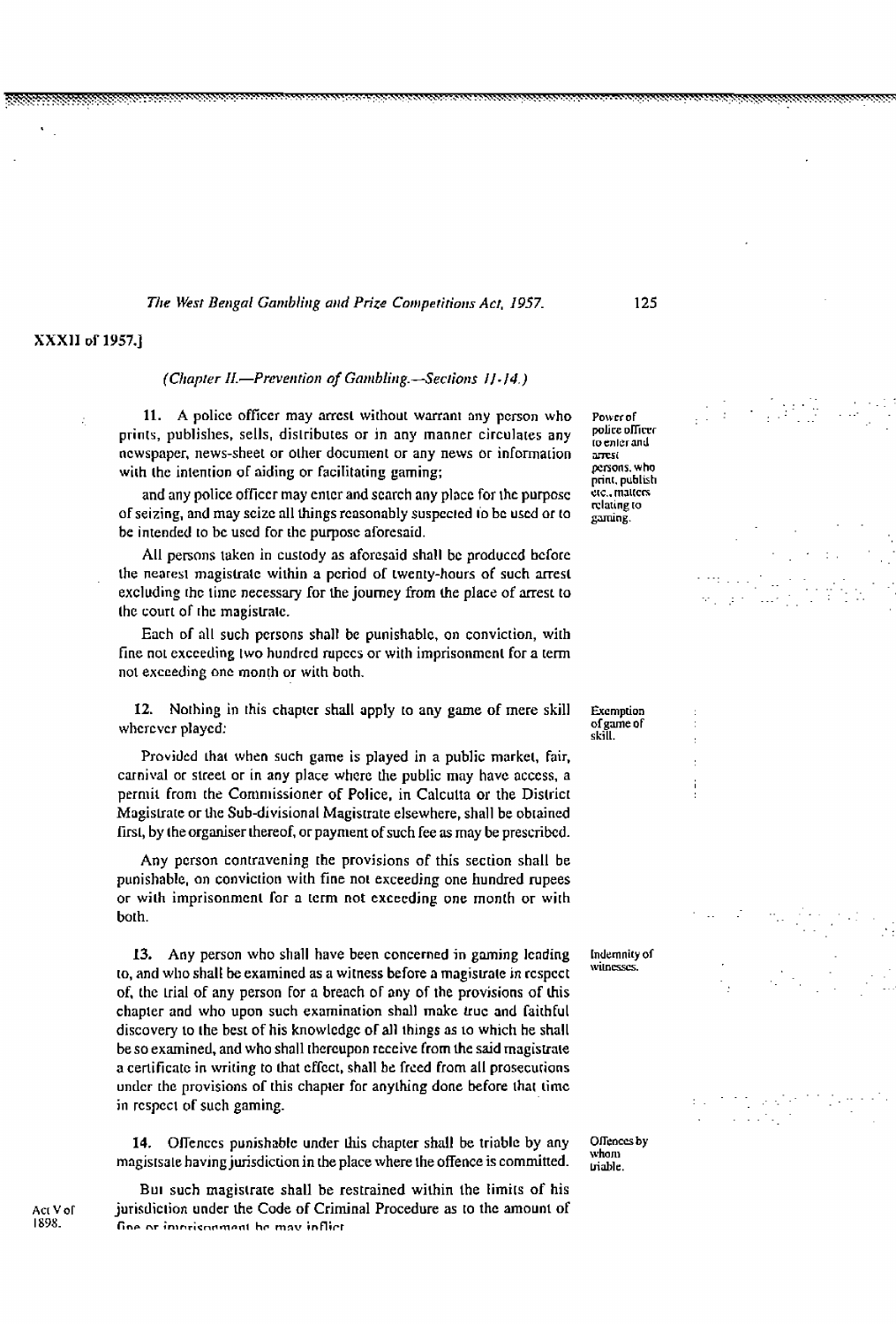*(Chapter II.—Prevention of Gambling.—Sections 11-14.)*

**11.** A police officer may arrest without warrant any person who prints, publishes, sells, distributes or in any manner circulates any newspaper, news-sheet or other document or any news or information with the intention of aiding or facilitating gaming;

*Power of police officer to enter and arrest persons, who print, publish etc., matters relating to gaming.*

and any police officer may enter and search any place for the purpose of seizing, and may seize all things reasonably suspected to be used or to be intended to be used for the purpose aforesaid.

All persons taken in custody as aforesaid shall be produced before the nearest magistrate within a period of twenty-hours of such arrest excluding the time necessary for the journey from the place of arrest to the court of the magistrate.

Each of all such persons shall be punishable, on conviction, with fine not exceeding two hundred rupees or with imprisonment for a term not exceeding one month or with both.

**12.** Nothing in this chapter shall apply to any game of mere skill wherever played:

*Exemption of game of skill.*

Provided that when such game is played in a public market, fair, carnival or street or in any place where the public may have access, a permit from the Commissioner of Police, in Calcutta or the District Magistrate or the Sub-divisional Magistrate elsewhere, shall be obtained first, by the organiser thereof, or payment of such fee as may be prescribed.

Any person contravening the provisions of this section shall be punishable, on conviction with fine not exceeding one hundred rupees or with imprisonment for a term not exceeding one month or with both.

**13.** Any person who shall have been concerned in gaming lending to, and who shall be examined as a witness before a magistrate in respect of, the trial of any person for a breach of any of the provisions of this chapter and who upon such examination shall make true and faithful discovery to the best of his knowledge of all things as to which he shall be so examined, and who shall thereupon receive from the said magistrate a certificate in writing to that effect, shall be freed from all prosecutions under the provisions of this chapter for anything done before that time in respect of such gaming.

*Indemnity of witnesses.*

**14.** Offences punishable under this chapter shall be triable by any magistsate having jurisdiction in the place where the offence is committed.

*Offences by whom triable.*

But such magistrate shall be restrained within the limits of his jurisdiction under the Code of Criminal Procedure as to the amount of fine or imprisonment he may inflict.

*Act V of 1898.*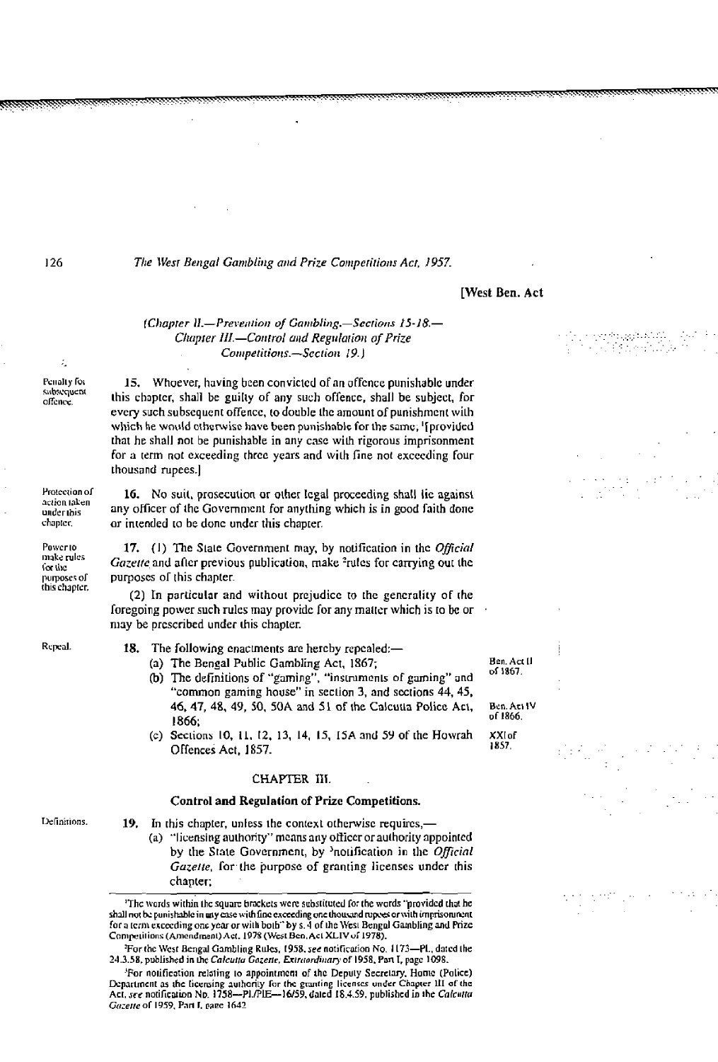[West Ben. Act

*(Chapter II.—Prevention of Gambling.—Sections 15-18.—Chapter III.—Control and Regulation of Prize Competitions.—Section 19.)*

Penalty for subsequent offence.

**15.** Whoever, having been convicted of an offence punishable under this chapter, shall be guilty of any such offence, shall be subject, for every such subsequent offence, to double the amount of punishment with which he would otherwise have been punishable for the same; [1][provided that he shall not be punishable in any case with rigorous imprisonment for a term not exceeding three years and with fine not exceeding four thousand rupees.]

Protection of action taken under this chapter.

**16.** No suit, prosecution or other legal proceeding shall lie against any officer of the Government for anything which is in good faith done or intended to be done under this chapter.

Power to make rules for the purposes of this chapter.

**17.** (1) The State Government may, by notification in the *Official Gazette* and after previous publication, make [2]rules for carrying out the purposes of this chapter.

(2) In particular and without prejudice to the generality of the foregoing power such rules may provide for any matter which is to be or may be prescribed under this chapter.

Repeal.

**18.** The following enactments are hereby repealed:—

(a) The Bengal Public Gambling Act, 1867; (Ben. Act II of 1867.)

(b) The definitions of "gaming", "instruments of gaming" and "common gaming house" in section 3, and sections 44, 45, 46, 47, 48, 49, 50, 50A and 51 of the Calcutta Police Act, 1866; (Ben. Act IV of 1866.)

(c) Sections 10, 11, 12, 13, 14, 15, 15A and 59 of the Howrah Offences Act, 1857. (XXI of 1857.)

## CHAPTER III.

### Control and Regulation of Prize Competitions.

Definitions.

**19.** In this chapter, unless the context otherwise requires,—

(a) "licensing authority" means any officer or authority appointed by the State Government, by [3]notification in the *Official Gazette*, for the purpose of granting licenses under this chapter;

---

[1]The words within the square brackets were substituted for the words "provided that he shall not be punishable in any case with fine exceeding one thousand rupees or with imprisonment for a term exceeding one year or with both" by s. 4 of the West Bengal Gambling and Prize Competitions (Amendment) Act, 1978 (West Ben. Act XLIV of 1978).

[2]For the West Bengal Gambling Rules, 1958, *see* notification No. 1173—PL, dated the 24.3.58, published in the *Calcutta Gazette, Extraordinary* of 1958, Part I, page 1098.

[3]For notification relating to appointment of the Deputy Secretary, Home (Police) Department as the licensing authority for the granting licenses under Chapter III of the Act, *see* notification No. 1758—PL/PIE—16/59, dated 18.4.59, published in the *Calcutta Gazette* of 1959, Part I, page 1642.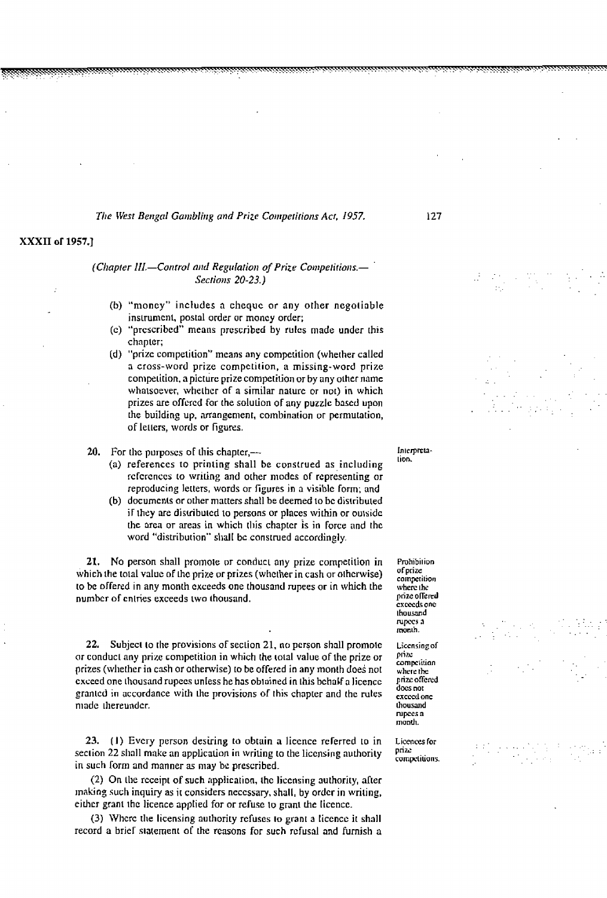(Chapter III.—Control and Regulation of Prize Competitions.— Sections 20-23.)

(b) "money" includes a cheque or any other negotiable instrument, postal order or money order;

(c) "prescribed" means prescribed by rules made under this chapter;

(d) "prize competition" means any competition (whether called a cross-word prize competition, a missing-word prize competition, a picture prize competition or by any other name whatsoever, whether of a similar nature or not) in which prizes are offered for the solution of any puzzle based upon the building up, arrangement, combination or permutation, of letters, words or figures.

**20.** For the purposes of this chapter,— *Interpretation.*

(a) references to printing shall be construed as including references to writing and other modes of representing or reproducing letters, words or figures in a visible form; and

(b) documents or other matters shall be deemed to be distributed if they are distributed to persons or places within or outside the area or areas in which this chapter is in force and the word "distribution" shall be construed accordingly.

**21.** No person shall promote or conduct any prize competition in which the total value of the prize or prizes (whether in cash or otherwise) to be offered in any month exceeds one thousand rupees or in which the number of entries exceeds two thousand. *Prohibition of prize competition where the prize offered exceeds one thousand rupees a month.*

**22.** Subject to the provisions of section 21, no person shall promote or conduct any prize competition in which the total value of the prize or prizes (whether in cash or otherwise) to be offered in any month does not exceed one thousand rupees unless he has obtained in this behalf a licence granted in accordance with the provisions of this chapter and the rules made thereunder. *Licensing of prize competition where the prize offered does not exceed one thousand rupees a month.*

**23.** (1) Every person desiring to obtain a licence referred to in section 22 shall make an application in writing to the licensing authority in such form and manner as may be prescribed. *Licences for prize competitions.*

(2) On the receipt of such application, the licensing authority, after making such inquiry as it considers necessary, shall, by order in writing, either grant the licence applied for or refuse to grant the licence.

(3) Where the licensing authority refuses to grant a licence it shall record a brief statement of the reasons for such refusal and furnish a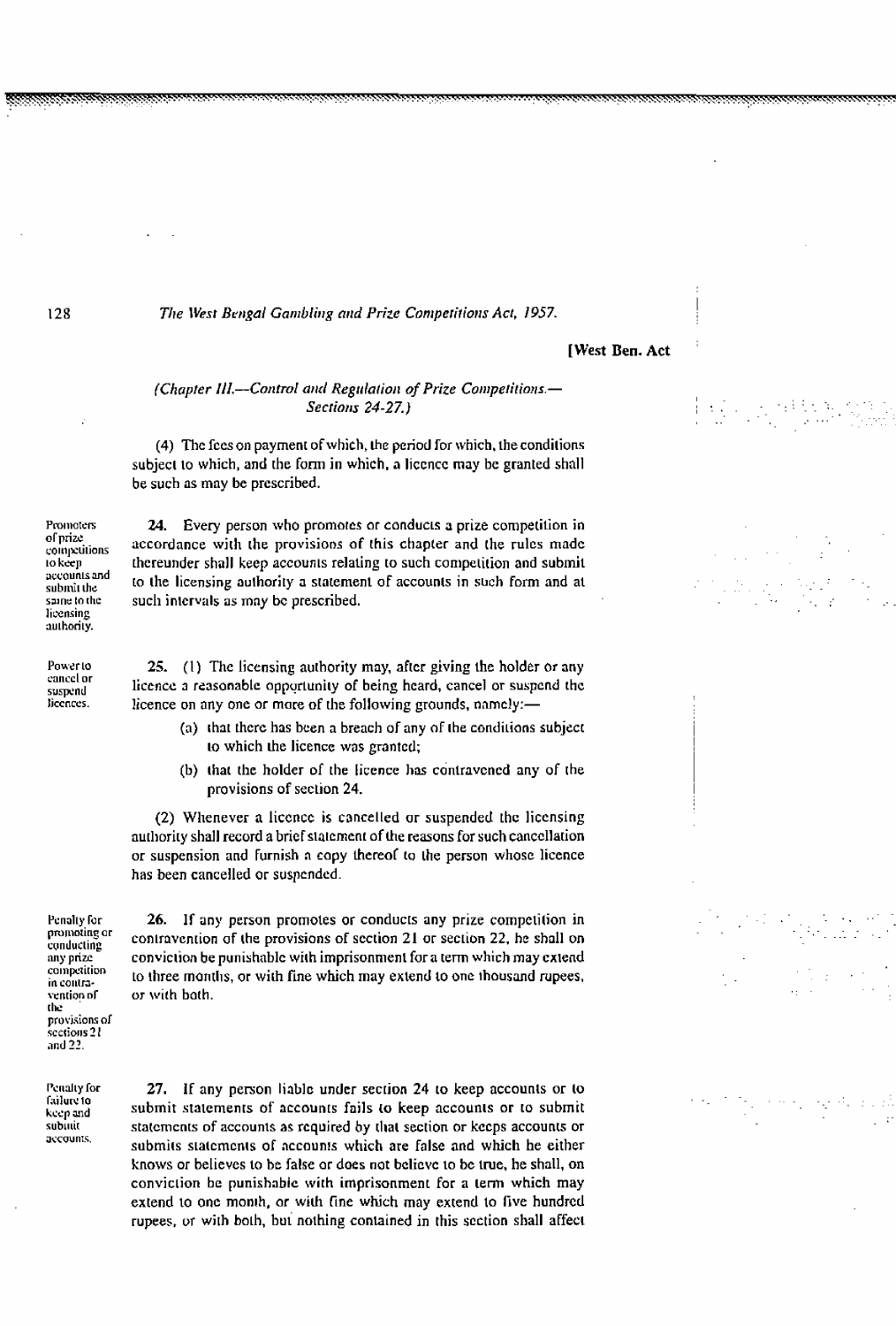*(Chapter III.—Control and Regulation of Prize Competitions.— Sections 24-27.)*

(4) The fees on payment of which, the period for which, the conditions subject to which, and the form in which, a licence may be granted shall be such as may be prescribed.

Promoters of prize competitions to keep accounts and submit the same to the licensing authority.

**24.** Every person who promotes or conducts a prize competition in accordance with the provisions of this chapter and the rules made thereunder shall keep accounts relating to such competition and submit to the licensing authority a statement of accounts in such form and at such intervals as may be prescribed.

Power to cancel or suspend licences.

**25.** (1) The licensing authority may, after giving the holder or any licence a reasonable opportunity of being heard, cancel or suspend the licence on any one or more of the following grounds, namely:—

(a) that there has been a breach of any of the conditions subject to which the licence was granted;

(b) that the holder of the licence has contravened any of the provisions of section 24.

(2) Whenever a licence is cancelled or suspended the licensing authority shall record a brief statement of the reasons for such cancellation or suspension and furnish a copy thereof to the person whose licence has been cancelled or suspended.

Penalty for promoting or conducting any prize competition in contravention of the provisions of sections 21 and 22.

**26.** If any person promotes or conducts any prize competition in contravention of the provisions of section 21 or section 22, he shall on conviction be punishable with imprisonment for a term which may extend to three months, or with fine which may extend to one thousand rupees, or with both.

Penalty for failure to keep and submit accounts.

**27.** If any person liable under section 24 to keep accounts or to submit statements of accounts fails to keep accounts or to submit statements of accounts as required by that section or keeps accounts or submits statements of accounts which are false and which he either knows or believes to be false or does not believe to be true, he shall, on conviction be punishable with imprisonment for a term which may extend to one month, or with fine which may extend to five hundred rupees, or with both, but nothing contained in this section shall affect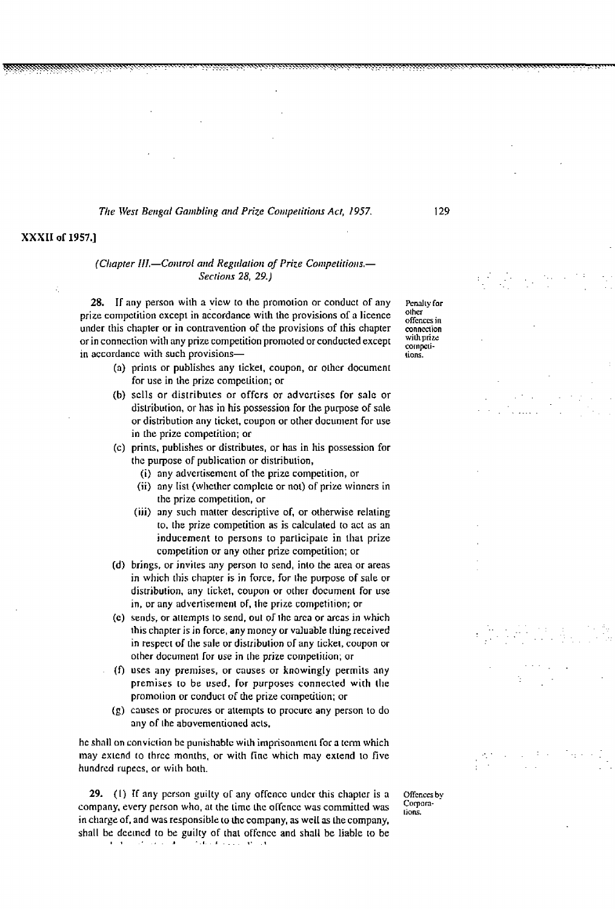(Chapter III.—Control and Regulation of Prize Competitions.— Sections 28, 29.)

**28.** If any person with a view to the promotion or conduct of any prize competition except in accordance with the provisions of a licence under this chapter or in contravention of the provisions of this chapter or in connection with any prize competition promoted or conducted except in accordance with such provisions—

Penalty for other offences in connection with prize competitions.

(a) prints or publishes any ticket, coupon, or other document for use in the prize competition; or

(b) sells or distributes or offers or advertises for sale or distribution, or has in his possession for the purpose of sale or distribution any ticket, coupon or other document for use in the prize competition; or

(c) prints, publishes or distributes, or has in his possession for the purpose of publication or distribution,

(i) any advertisement of the prize competition, or

(ii) any list (whether complete or not) of prize winners in the prize competition, or

(iii) any such matter descriptive of, or otherwise relating to, the prize competition as is calculated to act as an inducement to persons to participate in that prize competition or any other prize competition; or

(d) brings, or invites any person to send, into the area or areas in which this chapter is in force, for the purpose of sale or distribution, any ticket, coupon or other document for use in, or any advertisement of, the prize competition; or

(e) sends, or attempts to send, out of the area or areas in which this chapter is in force, any money or valuable thing received in respect of the sale or distribution of any ticket, coupon or other document for use in the prize competition; or

(f) uses any premises, or causes or knowingly permits any premises to be used, for purposes connected with the promotion or conduct of the prize competition; or

(g) causes or procures or attempts to procure any person to do any of the abovementioned acts,

he shall on conviction be punishable with imprisonment for a term which may extend to three months, or with fine which may extend to five hundred rupees, or with both.

**29.** (1) If any person guilty of any offence under this chapter is a company, every person who, at the time the offence was committed was in charge of, and was responsible to the company, as well as the company, shall be deemed to be guilty of that offence and shall be liable to be

Offences by Corporations.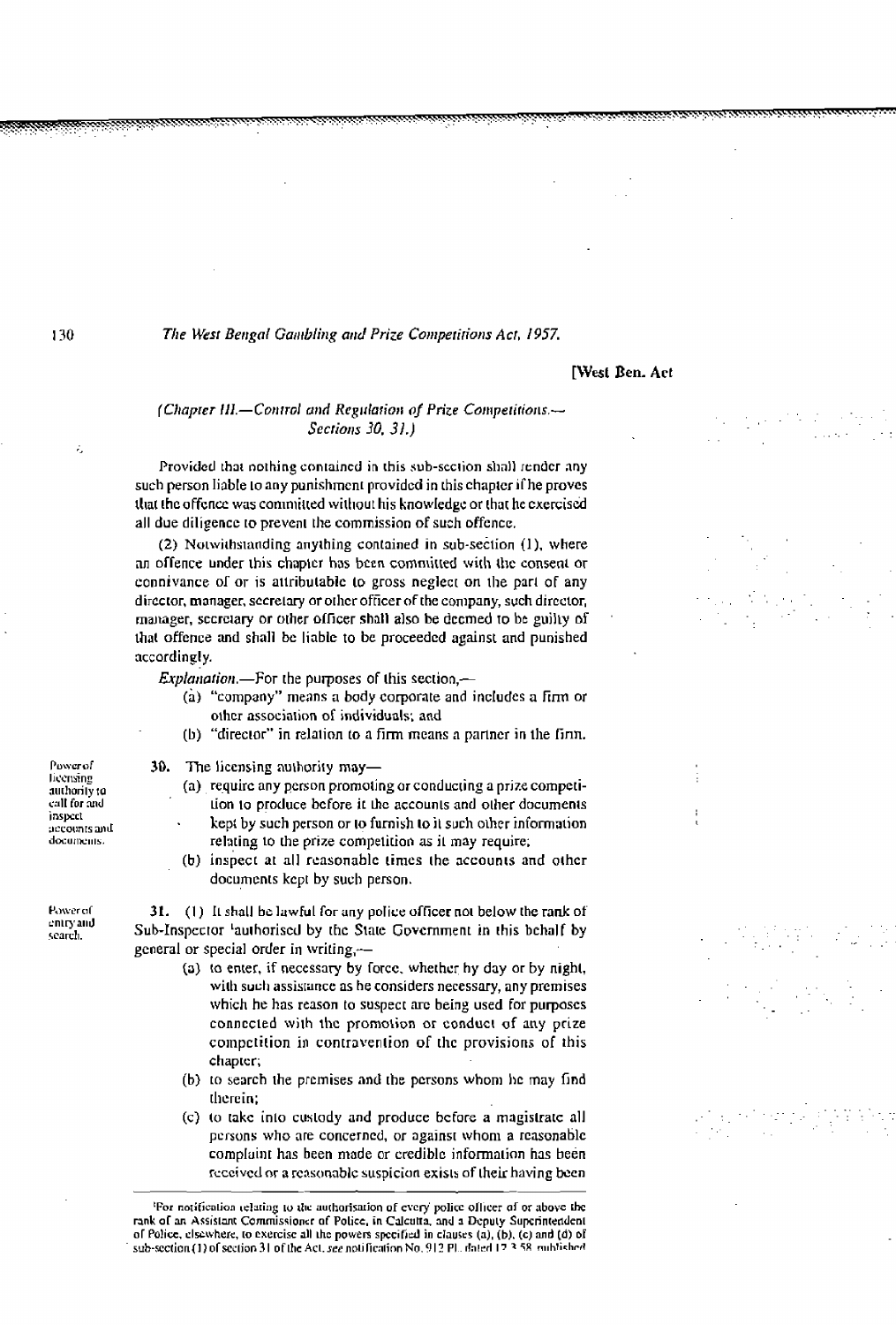[West Ben. Act

(*Chapter III.—Control and Regulation of Prize Competitions.— Sections 30, 31.*)

Provided that nothing contained in this sub-section shall render any such person liable to any punishment provided in this chapter if he proves that the offence was committed without his knowledge or that he exercised all due diligence to prevent the commission of such offence.

(2) Notwithstanding anything contained in sub-section (1), where an offence under this chapter has been committed with the consent or connivance of or is attributable to gross neglect on the part of any director, manager, secretary or other officer of the company, such director, manager, secretary or other officer shall also be deemed to be guilty of that offence and shall be liable to be proceeded against and punished accordingly.

*Explanation*.—For the purposes of this section,—

(a) "company" means a body corporate and includes a firm or other association of individuals; and

(b) "director" in relation to a firm means a partner in the firm.

Power of licensing authority to call for and inspect accounts and documents.

**30.** The licensing authority may—

(a) require any person promoting or conducting a prize competition to produce before it the accounts and other documents kept by such person or to furnish to it such other information relating to the prize competition as it may require;

(b) inspect at all reasonable times the accounts and other documents kept by such person.

Power of entry and search.

**31.** (1) It shall be lawful for any police officer not below the rank of Sub-Inspector [1]authorised by the State Government in this behalf by general or special order in writing,—

(a) to enter, if necessary by force, whether by day or by night, with such assistance as he considers necessary, any premises which he has reason to suspect are being used for purposes connected with the promotion or conduct of any prize competition in contravention of the provisions of this chapter;

(b) to search the premises and the persons whom he may find therein;

(c) to take into custody and produce before a magistrate all persons who are concerned, or against whom a reasonable complaint has been made or credible information has been received or a reasonable suspicion exists of their having been

---

[1]For notification relating to the authorisation of every police officer of or above the rank of an Assistant Commissioner of Police, in Calcutta, and a Deputy Superintendent of Police, elsewhere, to exercise all the powers specified in clauses (a), (b), (c) and (d) of sub-section (1) of section 31 of the Act, *see* notification No. 912 Pl. dated 12.3.58, published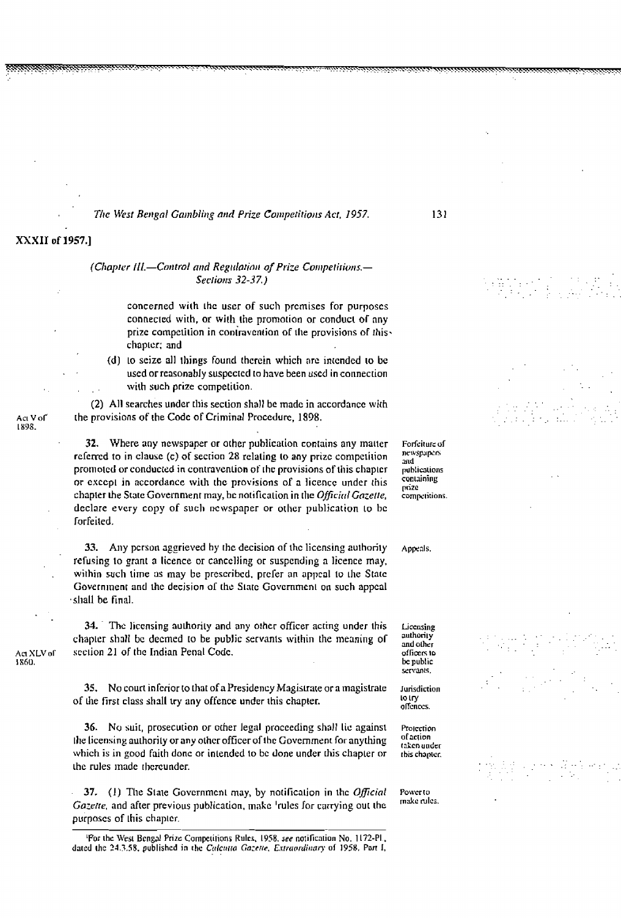(*Chapter III.—Control and Regulation of Prize Competitions.— Sections 32-37.*)

concerned with the user of such premises for purposes connected with, or with the promotion or conduct of any prize competition in contravention of the provisions of this chapter; and

(d) to seize all things found therein which are intended to be used or reasonably suspected to have been used in connection with such prize competition.

(2) All searches under this section shall be made in accordance with the provisions of the Code of Criminal Procedure, 1898. *Act V of 1898.*

**Forfeiture of newspapers and publications containing prize competitions.**

**32.** Where any newspaper or other publication contains any matter referred to in clause (c) of section 28 relating to any prize competition promoted or conducted in contravention of the provisions of this chapter or except in accordance with the provisions of a licence under this chapter the State Government may, by notification in the *Official Gazette*, declare every copy of such newspaper or other publication to be forfeited.

**Appeals.**

**33.** Any person aggrieved by the decision of the licensing authority refusing to grant a licence or cancelling or suspending a licence may, within such time as may be prescribed, prefer an appeal to the State Government and the decision of the State Government on such appeal shall be final.

**Licensing authority and other officers to be public servants.**

**34.** The licensing authority and any other officer acting under this chapter shall be deemed to be public servants within the meaning of section 21 of the Indian Penal Code. *Act XLV of 1860.*

**Jurisdiction to try offences.**

**35.** No court inferior to that of a Presidency Magistrate or a magistrate of the first class shall try any offence under this chapter.

**Protection of action taken under this chapter.**

**36.** No suit, prosecution or other legal proceeding shall lie against the licensing authority or any other officer of the Government for anything which is in good faith done or intended to be done under this chapter or the rules made thereunder.

**Power to make rules.**

**37.** (1) The State Government may, by notification in the *Official Gazette*, and after previous publication, make [1]rules for carrying out the purposes of this chapter.

[1]For the West Bengal Prize Competitions Rules, 1958, *see* notification No. 1172-Pl., dated the 24.3.58, published in the *Calcutta Gazette, Extraordinary* of 1958, Part I,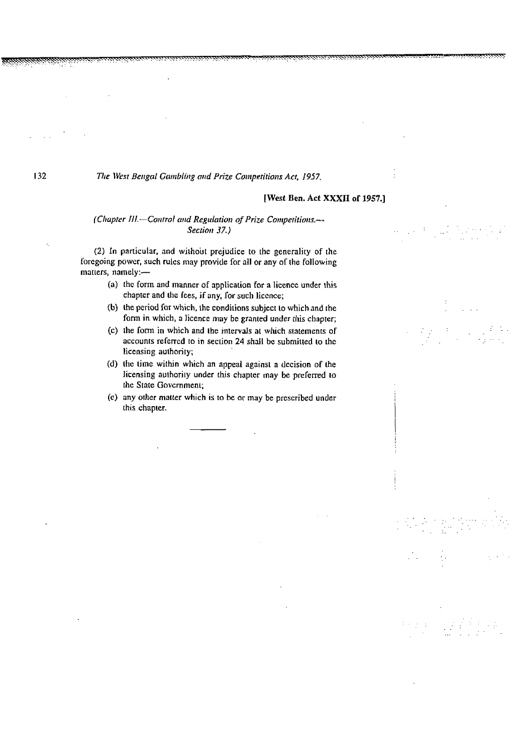[West Ben. Act XXXII of 1957.]

*(Chapter III.—Control and Regulation of Prize Competitions.—Section 37.)*

(2) In particular, and without prejudice to the generality of the foregoing power, such rules may provide for all or any of the following matters, namely:—

- (a) the form and manner of application for a licence under this chapter and the fees, if any, for such licence;
- (b) the period for which, the conditions subject to which and the form in which, a licence may be granted under this chapter;
- (c) the form in which and the intervals at which statements of accounts referred to in section 24 shall be submitted to the licensing authority;
- (d) the time within which an appeal against a decision of the licensing authority under this chapter may be preferred to the State Government;
- (e) any other matter which is to be or may be prescribed under this chapter.

---